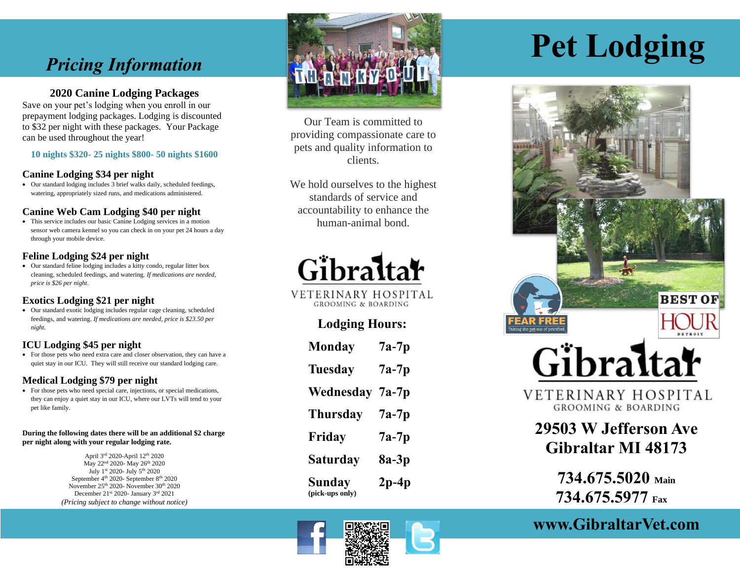## Pricing Information

### 2020 Canine Lodging Packages

Save on your pet's lodging when you enroll in our prepayment lodging packages. Lodging is discounted to $32 per night with these packages. Your Package can be used throughout the year!

**10 nights $320- 25 nights $800- 50 nights $1600**

### Canine Lodging $34 per night

- Our standard lodging includes 3 brief walks daily, scheduled feedings, watering, appropriately sized runs, and medications administered.

### Canine Web Cam Lodging $40 per night

- This service includes our basic Canine Lodging services in a motion sensor web camera kennel so you can check in on your pet 24 hours a day through your mobile device.

### Feline Lodging $24 per night

- Our standard feline lodging includes a kitty condo, regular litter box cleaning, scheduled feedings, and watering. *If medications are needed, price is $26 per night.*

### Exotics Lodging $21 per night

- Our standard exotic lodging includes regular cage cleaning, scheduled feedings, and watering. *If medications are needed, price is $23.50 per night.*

### ICU Lodging $45 per night

- For those pets who need extra care and closer observation, they can have a quiet stay in our ICU. They will still receive our standard lodging care.

### Medical Lodging $79 per night

- For those pets who need special care, injections, or special medications, they can enjoy a quiet stay in our ICU, where our LVTs will tend to your pet like family.

**During the following dates there will be an additional $2 charge per night along with your regular lodging rate.**

April 3rd 2020-April 12th 2020
May 22nd 2020- May 26th 2020
July 1st 2020- July 5th 2020
September 4th 2020- September 8th 2020
November 25th 2020- November 30th 2020
December 21st 2020- January 3rd 2021
*(Pricing subject to change without notice)*

THANK YOU!

Our Team is committed to providing compassionate care to pets and quality information to clients.

We hold ourselves to the highest standards of service and accountability to enhance the human-animal bond.

Gibraltar
VETERINARY HOSPITAL
GROOMING & BOARDING

### Lodging Hours:

| Day | Hours |
|---|---|
| Monday | 7a-7p |
| Tuesday | 7a-7p |
| Wednesday | 7a-7p |
| Thursday | 7a-7p |
| Friday | 7a-7p |
| Saturday | 8a-3p |
| Sunday (pick-ups only) | 2p-4p |

# Pet Lodging

FEAR FREE
Taking the pet out of petrified.

BEST OF HOUR DETROIT

Gibraltar
VETERINARY HOSPITAL
GROOMING & BOARDING

**29503 W Jefferson Ave**
**Gibraltar MI 48173**

**734.675.5020** Main
**734.675.5977** Fax

**www.GibraltarVet.com**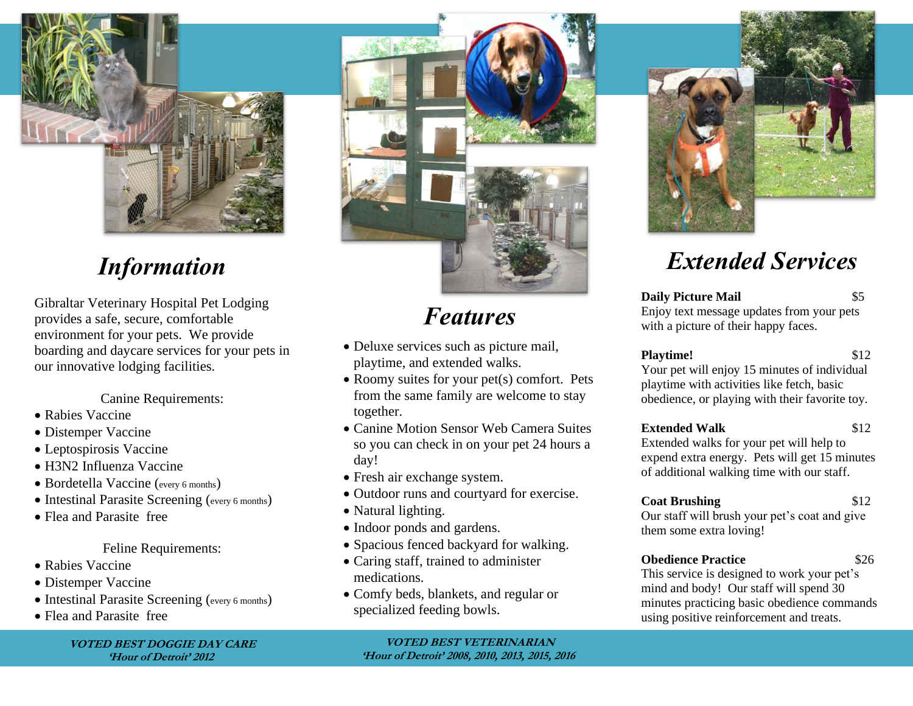# *Information*

Gibraltar Veterinary Hospital Pet Lodging provides a safe, secure, comfortable environment for your pets. We provide boarding and daycare services for your pets in our innovative lodging facilities.

Canine Requirements:

- Rabies Vaccine
- Distemper Vaccine
- Leptospirosis Vaccine
- H3N2 Influenza Vaccine
- Bordetella Vaccine (every 6 months)
- Intestinal Parasite Screening (every 6 months)
- Flea and Parasite free

Feline Requirements:

- Rabies Vaccine
- Distemper Vaccine
- Intestinal Parasite Screening (every 6 months)
- Flea and Parasite free

***VOTED BEST DOGGIE DAY CARE***
***'Hour of Detroit' 2012***

# *Features*

- Deluxe services such as picture mail, playtime, and extended walks.
- Roomy suites for your pet(s) comfort. Pets from the same family are welcome to stay together.
- Canine Motion Sensor Web Camera Suites so you can check in on your pet 24 hours a day!
- Fresh air exchange system.
- Outdoor runs and courtyard for exercise.
- Natural lighting.
- Indoor ponds and gardens.
- Spacious fenced backyard for walking.
- Caring staff, trained to administer medications.
- Comfy beds, blankets, and regular or specialized feeding bowls.

***VOTED BEST VETERINARIAN***
***'Hour of Detroit' 2008, 2010, 2013, 2015, 2016***

# *Extended Services*

**Daily Picture Mail** $5
Enjoy text message updates from your pets with a picture of their happy faces.

**Playtime!** $12
Your pet will enjoy 15 minutes of individual playtime with activities like fetch, basic obedience, or playing with their favorite toy.

**Extended Walk** $12
Extended walks for your pet will help to expend extra energy. Pets will get 15 minutes of additional walking time with our staff.

**Coat Brushing** $12
Our staff will brush your pet's coat and give them some extra loving!

**Obedience Practice** $26
This service is designed to work your pet's mind and body! Our staff will spend 30 minutes practicing basic obedience commands using positive reinforcement and treats.